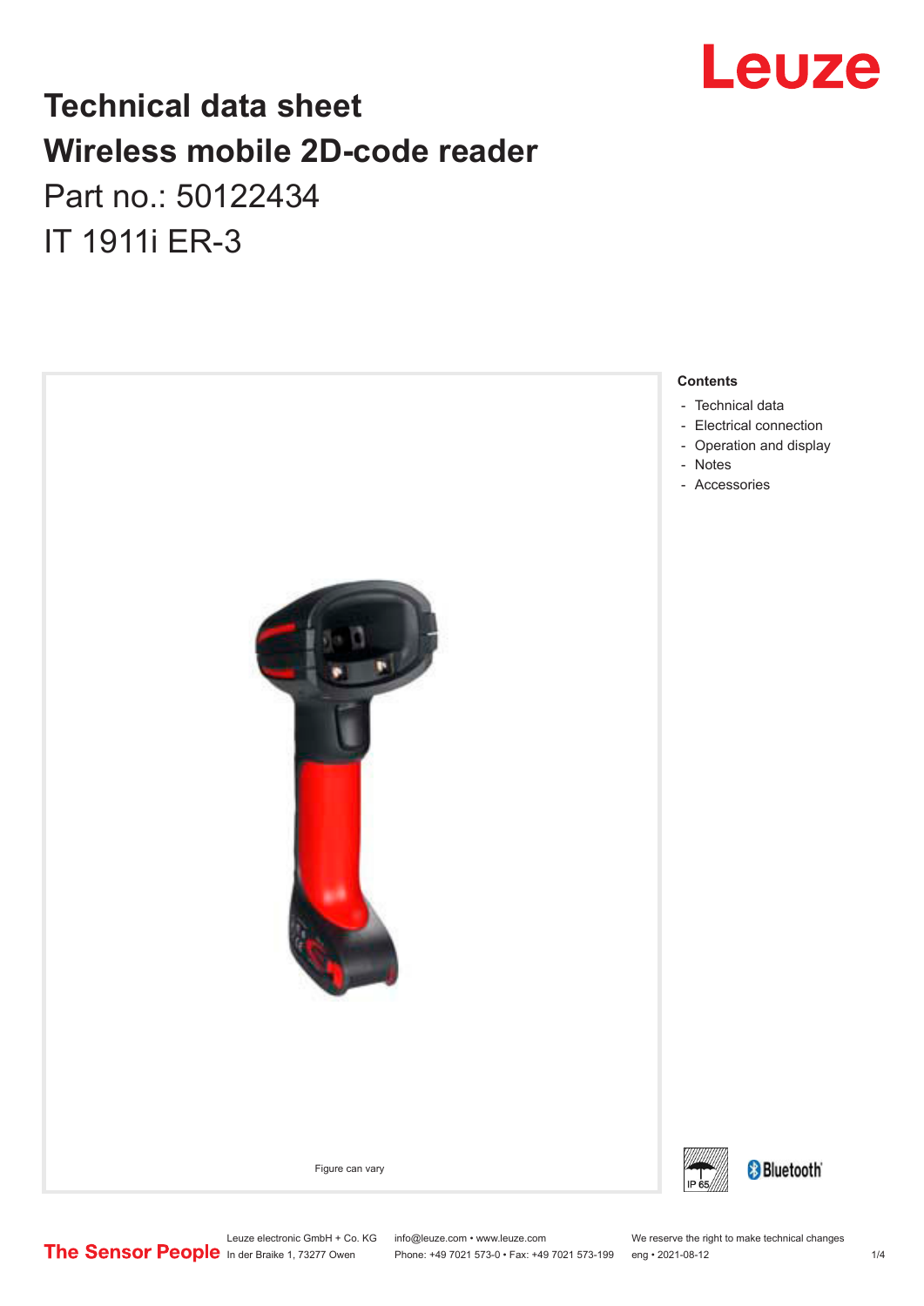# Technical data sheet
# Wireless mobile 2D-code reader

Part no.: 50122434

IT 1911i ER-3

Figure can vary

**Contents**

- Technical data
- Electrical connection
- Operation and display
- Notes
- Accessories

Leuze electronic GmbH + Co. KG
In der Braike 1, 73277 Owen

info@leuze.com • www.leuze.com
Phone: +49 7021 573-0 • Fax: +49 7021 573-199

We reserve the right to make technical changes
eng • 2021-08-12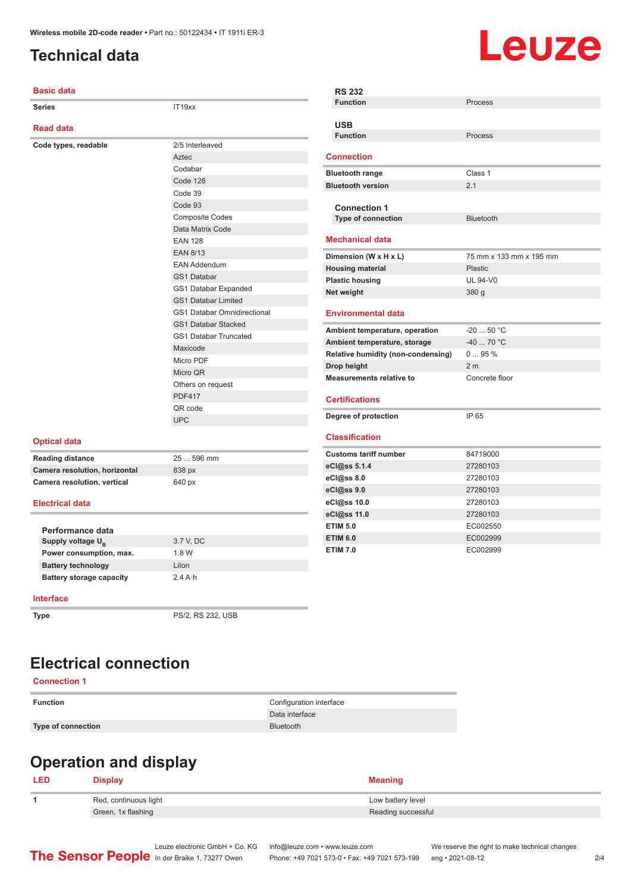# Technical data

## Basic data

| | |
|---|---|
| Series | IT19xx |

## Read data

| | |
|---|---|
| Code types, readable | 2/5 Interleaved |
| | Aztec |
| | Codabar |
| | Code 128 |
| | Code 39 |
| | Code 93 |
| | Composite Codes |
| | Data Matrix Code |
| | EAN 128 |
| | EAN 8/13 |
| | EAN Addendum |
| | GS1 Databar |
| | GS1 Databar Expanded |
| | GS1 Databar Limited |
| | GS1 Databar Omnidirectional |
| | GS1 Databar Stacked |
| | GS1 Databar Truncated |
| | Maxicode |
| | Micro PDF |
| | Micro QR |
| | Others on request |
| | PDF417 |
| | QR code |
| | UPC |

## Optical data

| | |
|---|---|
| Reading distance | 25 ... 596 mm |
| Camera resolution, horizontal | 838 px |
| Camera resolution, vertical | 640 px |

## Electrical data

### Performance data

| | |
|---|---|
| Supply voltage $U_B$ | 3.7 V, DC |
| Power consumption, max. | 1.8 W |
| Battery technology | LiIon |
| Battery storage capacity | 2.4 A·h |

## Interface

| | |
|---|---|
| Type | PS/2, RS 232, USB |

### RS 232

| | |
|---|---|
| Function | Process |

### USB

| | |
|---|---|
| Function | Process |

## Connection

| | |
|---|---|
| Bluetooth range | Class 1 |
| Bluetooth version | 2.1 |

### Connection 1

| | |
|---|---|
| Type of connection | Bluetooth |

## Mechanical data

| | |
|---|---|
| Dimension (W x H x L) | 75 mm x 133 mm x 195 mm |
| Housing material | Plastic |
| Plastic housing | UL 94-V0 |
| Net weight | 380 g |

## Environmental data

| | |
|---|---|
| Ambient temperature, operation | -20 ... 50 °C |
| Ambient temperature, storage | -40 ... 70 °C |
| Relative humidity (non-condensing) | 0 ... 95 % |
| Drop height | 2 m |
| Measurements relative to | Concrete floor |

## Certifications

| | |
|---|---|
| Degree of protection | IP 65 |

## Classification

| | |
|---|---|
| Customs tariff number | 84719000 |
| eCl@ss 5.1.4 | 27280103 |
| eCl@ss 8.0 | 27280103 |
| eCl@ss 9.0 | 27280103 |
| eCl@ss 10.0 | 27280103 |
| eCl@ss 11.0 | 27280103 |
| ETIM 5.0 | EC002550 |
| ETIM 6.0 | EC002999 |
| ETIM 7.0 | EC002999 |

# Electrical connection

## Connection 1

| | |
|---|---|
| Function | Configuration interface |
| | Data interface |
| Type of connection | Bluetooth |

# Operation and display

| LED | Display | Meaning |
|---|---|---|
| 1 | Red, continuous light | Low battery level |
| | Green, 1x flashing | Reading successful |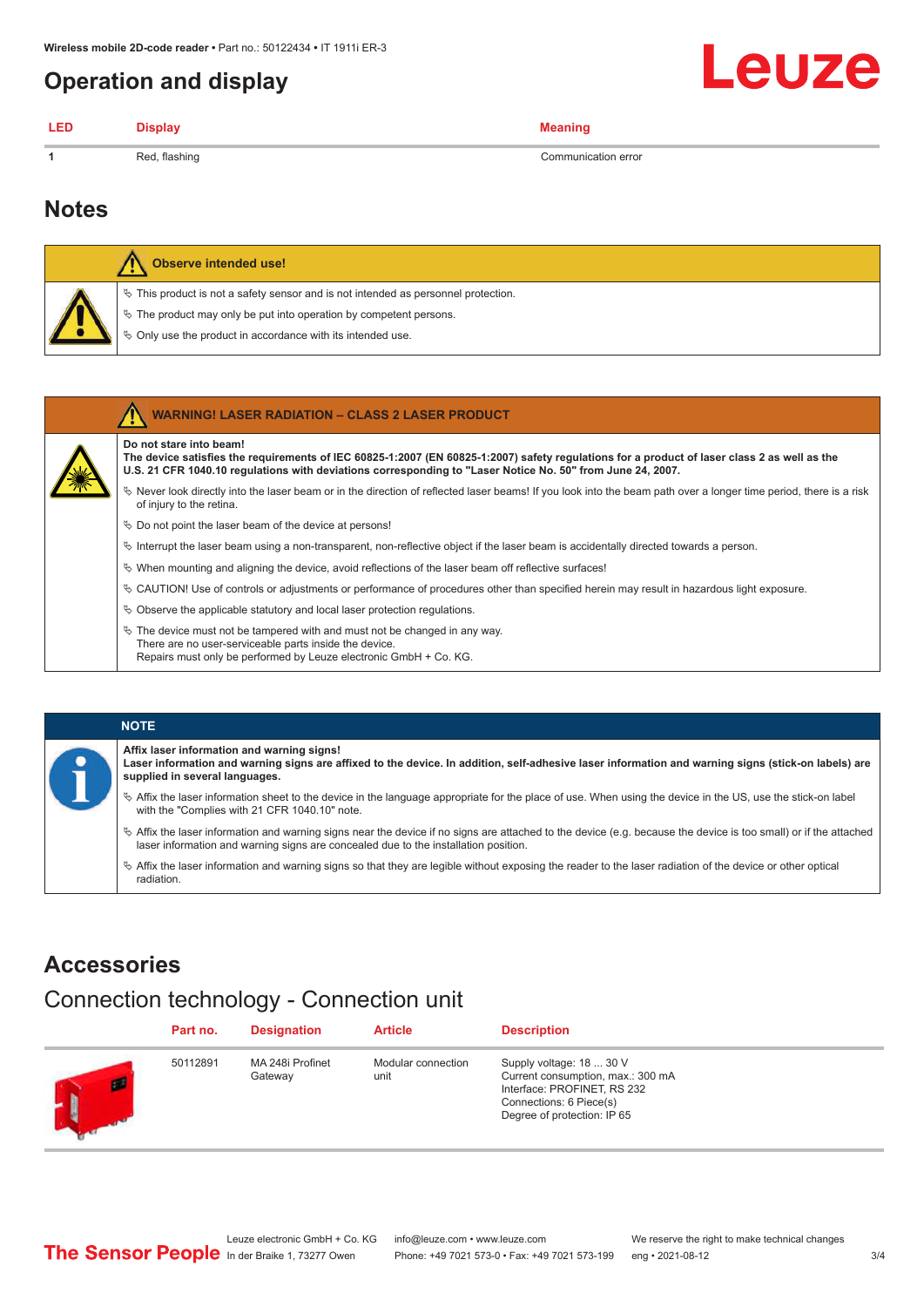## Operation and display

| LED | Display | Meaning |
| --- | --- | --- |
| 1 | Red, flashing | Communication error |

## Notes

**Observe intended use!**

- ✎ This product is not a safety sensor and is not intended as personnel protection.
- ✎ The product may only be put into operation by competent persons.
- ✎ Only use the product in accordance with its intended use.

**WARNING! LASER RADIATION – CLASS 2 LASER PRODUCT**

**Do not stare into beam!**
**The device satisfies the requirements of IEC 60825-1:2007 (EN 60825-1:2007) safety regulations for a product of laser class 2 as well as the U.S. 21 CFR 1040.10 regulations with deviations corresponding to "Laser Notice No. 50" from June 24, 2007.**

- ✎ Never look directly into the laser beam or in the direction of reflected laser beams! If you look into the beam path over a longer time period, there is a risk of injury to the retina.
- ✎ Do not point the laser beam of the device at persons!
- ✎ Interrupt the laser beam using a non-transparent, non-reflective object if the laser beam is accidentally directed towards a person.
- ✎ When mounting and aligning the device, avoid reflections of the laser beam off reflective surfaces!
- ✎ CAUTION! Use of controls or adjustments or performance of procedures other than specified herein may result in hazardous light exposure.
- ✎ Observe the applicable statutory and local laser protection regulations.
- ✎ The device must not be tampered with and must not be changed in any way.
  There are no user-serviceable parts inside the device.
  Repairs must only be performed by Leuze electronic GmbH + Co. KG.

**NOTE**

**Affix laser information and warning signs!**
**Laser information and warning signs are affixed to the device. In addition, self-adhesive laser information and warning signs (stick-on labels) are supplied in several languages.**

- ✎ Affix the laser information sheet to the device in the language appropriate for the place of use. When using the device in the US, use the stick-on label with the "Complies with 21 CFR 1040.10" note.
- ✎ Affix the laser information and warning signs near the device if no signs are attached to the device (e.g. because the device is too small) or if the attached laser information and warning signs are concealed due to the installation position.
- ✎ Affix the laser information and warning signs so that they are legible without exposing the reader to the laser radiation of the device or other optical radiation.

## Accessories

### Connection technology - Connection unit

| Part no. | Designation | Article | Description |
| --- | --- | --- | --- |
| 50112891 | MA 248i Profinet Gateway | Modular connection unit | Supply voltage: 18 ... 30 V<br>Current consumption, max.: 300 mA<br>Interface: PROFINET, RS 232<br>Connections: 6 Piece(s)<br>Degree of protection: IP 65 |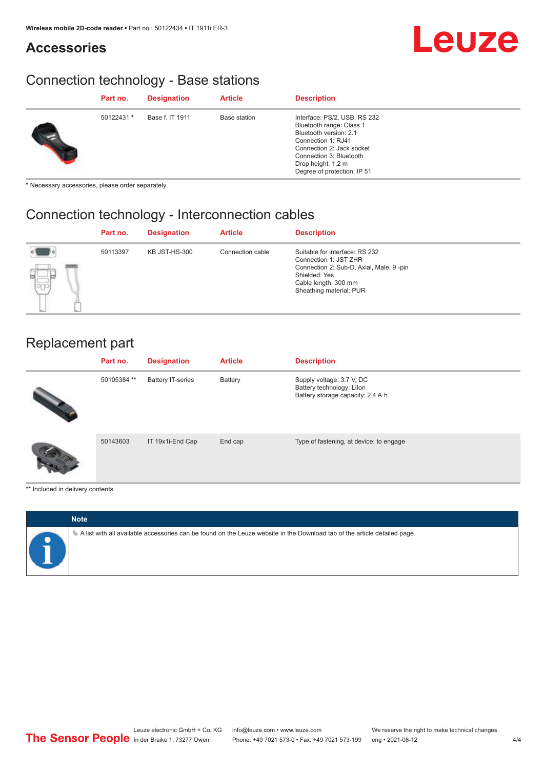## Accessories

### Connection technology - Base stations

| | Part no. | Designation | Article | Description |
|---|---|---|---|---|
| | 50122431 * | Base f. IT 1911 | Base station | Interface: PS/2, USB, RS 232<br>Bluetooth range: Class 1<br>Bluetooth version: 2.1<br>Connection 1: RJ41<br>Connection 2: Jack socket<br>Connection 3: Bluetooth<br>Drop height: 1.2 m<br>Degree of protection: IP 51 |

* Necessary accessories, please order separately

### Connection technology - Interconnection cables

| | Part no. | Designation | Article | Description |
|---|---|---|---|---|
| | 50113397 | KB JST-HS-300 | Connection cable | Suitable for interface: RS 232<br>Connection 1: JST ZHR<br>Connection 2: Sub-D, Axial, Male, 9 -pin<br>Shielded: Yes<br>Cable length: 300 mm<br>Sheathing material: PUR |

### Replacement part

| | Part no. | Designation | Article | Description |
|---|---|---|---|---|
| | 50105384 ** | Battery IT-series | Battery | Supply voltage: 3.7 V, DC<br>Battery technology: LiIon<br>Battery storage capacity: 2.4 A·h |
| | 50143603 | IT 19x1i-End Cap | End cap | Type of fastening, at device: to engage |

** Included in delivery contents

**Note**

A list with all available accessories can be found on the Leuze website in the Download tab of the article detailed page.